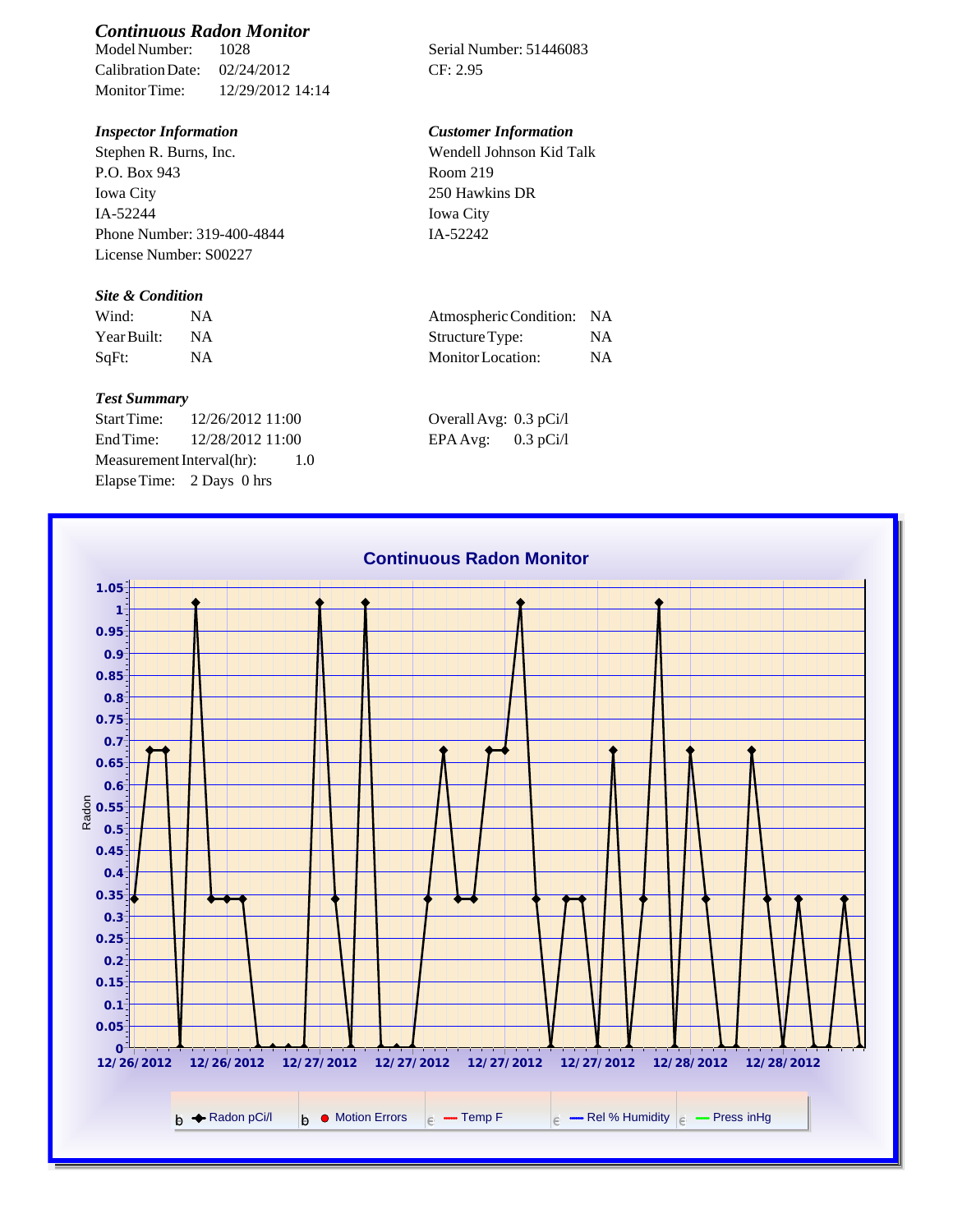## *Continuous Radon Monitor*

Model Number: 1028
Calibration Date: 02/24/2012
Monitor Time: 12/29/2012 14:14

Serial Number: 51446083
CF: 2.95

### *Inspector Information*

Stephen R. Burns, Inc.
P.O. Box 943
Iowa City
IA-52244
Phone Number: 319-400-4844
License Number: S00227

### *Customer Information*

Wendell Johnson Kid Talk
Room 219
250 Hawkins DR
Iowa City
IA-52242

### *Site & Condition*

| | | | |
|---|---|---|---|
| Wind: | NA | Atmospheric Condition: | NA |
| Year Built: | NA | Structure Type: | NA |
| SqFt: | NA | Monitor Location: | NA |

### *Test Summary*

Start Time: 12/26/2012 11:00
End Time: 12/28/2012 11:00
Measurement Interval(hr): 1.0
Elapse Time: 2 Days 0 hrs

Overall Avg: 0.3 pCi/l
EPA Avg: 0.3 pCi/l

**Continuous Radon Monitor**

Legend: Radon pCi/l, Motion Errors, Temp F, Rel % Humidity, Press inHg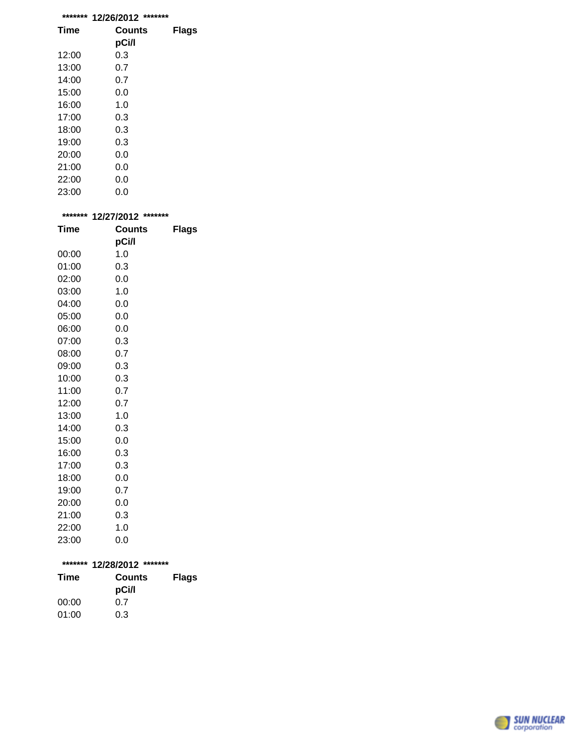******* 12/26/2012 *******

| Time | Counts pCi/l | Flags |
|---|---|---|
| 12:00 | 0.3 | |
| 13:00 | 0.7 | |
| 14:00 | 0.7 | |
| 15:00 | 0.0 | |
| 16:00 | 1.0 | |
| 17:00 | 0.3 | |
| 18:00 | 0.3 | |
| 19:00 | 0.3 | |
| 20:00 | 0.0 | |
| 21:00 | 0.0 | |
| 22:00 | 0.0 | |
| 23:00 | 0.0 | |

******* 12/27/2012 *******

| Time | Counts pCi/l | Flags |
|---|---|---|
| 00:00 | 1.0 | |
| 01:00 | 0.3 | |
| 02:00 | 0.0 | |
| 03:00 | 1.0 | |
| 04:00 | 0.0 | |
| 05:00 | 0.0 | |
| 06:00 | 0.0 | |
| 07:00 | 0.3 | |
| 08:00 | 0.7 | |
| 09:00 | 0.3 | |
| 10:00 | 0.3 | |
| 11:00 | 0.7 | |
| 12:00 | 0.7 | |
| 13:00 | 1.0 | |
| 14:00 | 0.3 | |
| 15:00 | 0.0 | |
| 16:00 | 0.3 | |
| 17:00 | 0.3 | |
| 18:00 | 0.0 | |
| 19:00 | 0.7 | |
| 20:00 | 0.0 | |
| 21:00 | 0.3 | |
| 22:00 | 1.0 | |
| 23:00 | 0.0 | |

******* 12/28/2012 *******

| Time | Counts pCi/l | Flags |
|---|---|---|
| 00:00 | 0.7 | |
| 01:00 | 0.3 | |

SUN NUCLEAR corporation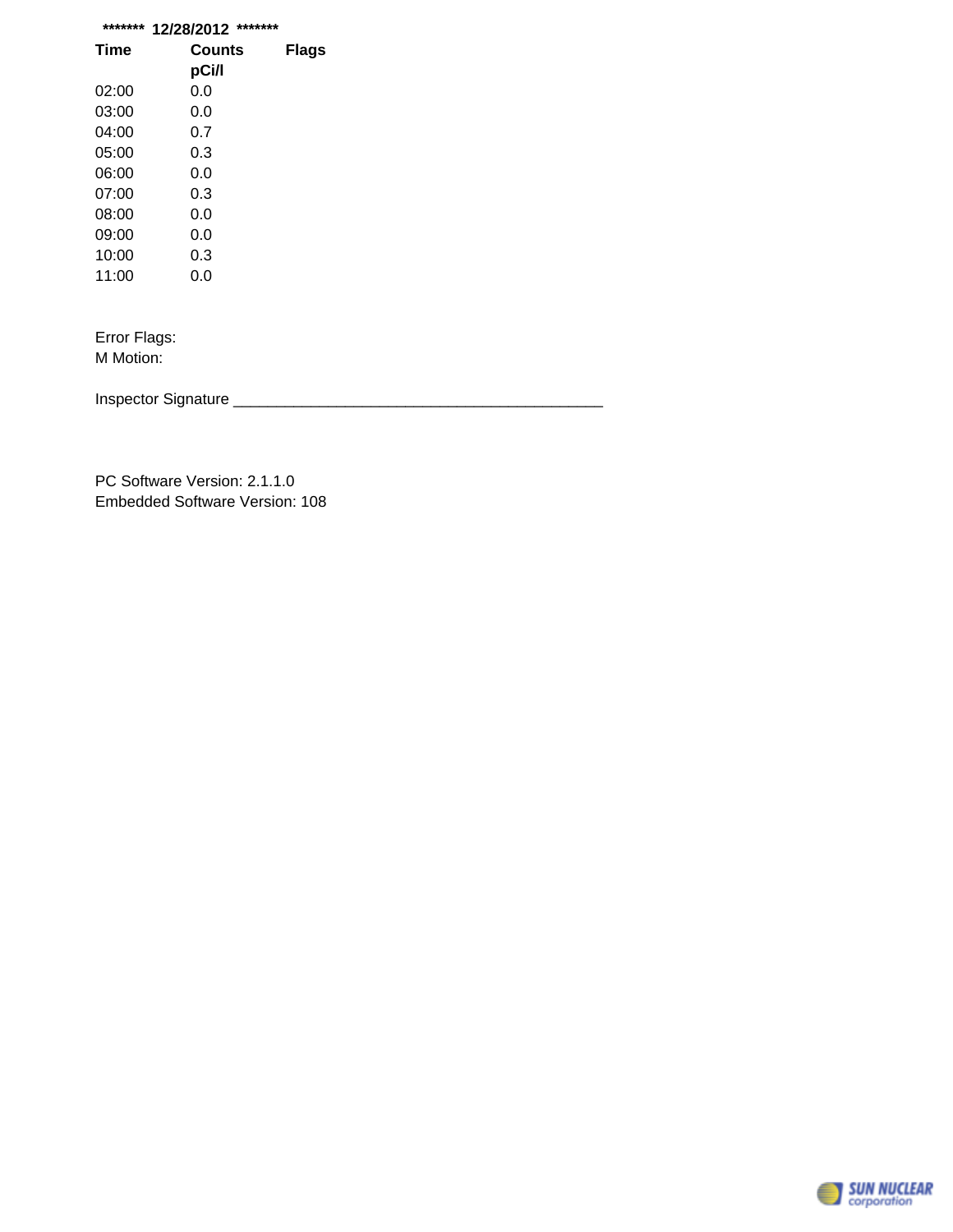**\*\*\*\*\*\*\* 12/28/2012 \*\*\*\*\*\*\***

| Time | Counts pCi/l | Flags |
|---|---|---|
| 02:00 | 0.0 | |
| 03:00 | 0.0 | |
| 04:00 | 0.7 | |
| 05:00 | 0.3 | |
| 06:00 | 0.0 | |
| 07:00 | 0.3 | |
| 08:00 | 0.0 | |
| 09:00 | 0.0 | |
| 10:00 | 0.3 | |
| 11:00 | 0.0 | |

Error Flags:
M Motion:

Inspector Signature ___________________________________________

PC Software Version: 2.1.1.0
Embedded Software Version: 108

SUN NUCLEAR corporation